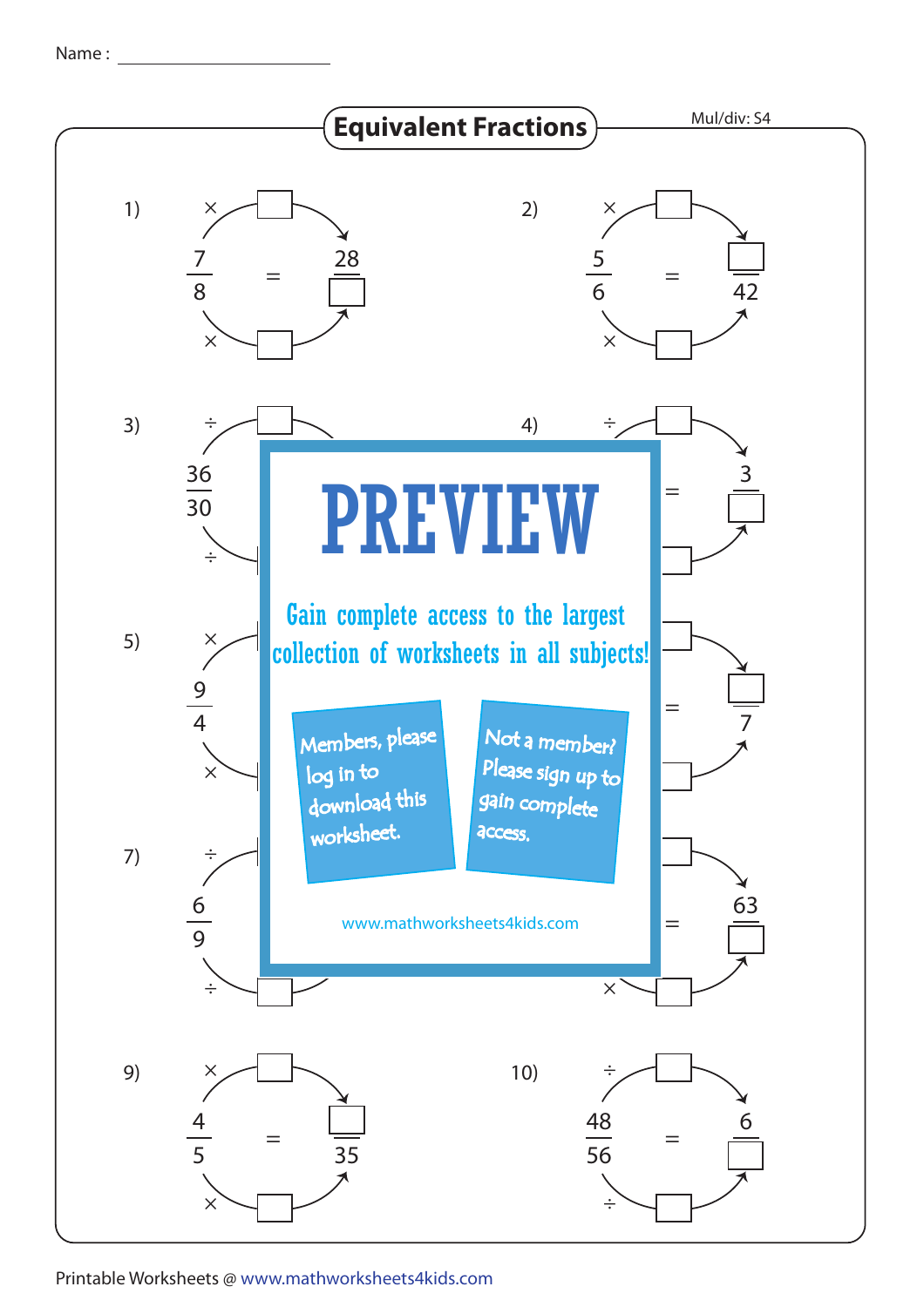Name : ____________________

# Equivalent Fractions

Mul/div: S4

1) $\times$ ☐ $\quad \dfrac{7}{8} = \dfrac{28}{☐} \quad$ $\times$ ☐

2) $\times$ ☐ $\quad \dfrac{5}{6} = \dfrac{☐}{42} \quad$ $\times$ ☐

3) $\div$ ☐ $\quad \dfrac{36}{30} \quad$ $\div$ ☐

4) $\div$ ☐ $\quad = \dfrac{3}{☐}$

5) $\times$ ☐ $\quad \dfrac{9}{4} \quad$ $\times$ ☐

6) $= \dfrac{☐}{7}$

7) $\div$ ☐ $\quad \dfrac{6}{9} \quad$ $\div$ ☐

8) $= \dfrac{63}{☐} \quad$ $\times$ ☐

9) $\times$ ☐ $\quad \dfrac{4}{5} = \dfrac{☐}{35} \quad$ $\times$ ☐

10) $\div$ ☐ $\quad \dfrac{48}{56} = \dfrac{6}{☐} \quad$ $\div$ ☐

PREVIEW

Gain complete access to the largest collection of worksheets in all subjects!

Members, please log in to download this worksheet.

Not a member? Please sign up to gain complete access.

www.mathworksheets4kids.com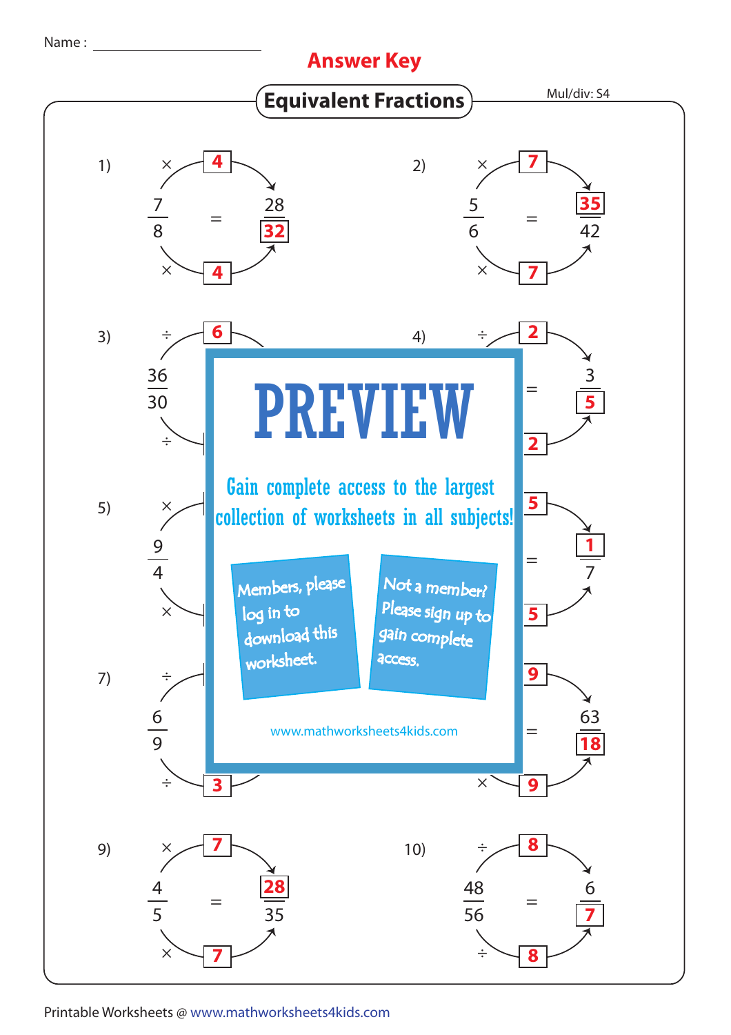Name : ______________________

**Answer Key**

# Equivalent Fractions

Mul/div: S4

1) $\frac{7}{8} = \frac{28}{\boxed{32}}$ ( $\times$ **4** , $\times$ **4** )

2) $\frac{5}{6} = \frac{\boxed{35}}{42}$ ( $\times$ **7** , $\times$ **7** )

3) $\frac{36}{30}$ ( $\div$ **6** )

4) $= \frac{3}{\boxed{5}}$ ( $\div$ **2** , **2** )

5) $\frac{9}{4}$ ( $\times$ , $\times$ )

6) $= \frac{\boxed{1}}{7}$ ( **5** , **5** )

7) $\frac{6}{9}$ ( $\div$ , $\div$ **3** )

8) $= \frac{63}{\boxed{18}}$ ( **9** , $\times$ **9** )

9) $\frac{4}{5} = \frac{\boxed{28}}{35}$ ( $\times$ **7** , $\times$ **7** )

10) $\frac{48}{56} = \frac{6}{\boxed{7}}$ ( $\div$ **8** , $\div$ **8** )

PREVIEW

Gain complete access to the largest collection of worksheets in all subjects!

Members, please log in to download this worksheet.

Not a member? Please sign up to gain complete access.

www.mathworksheets4kids.com

Printable Worksheets @ www.mathworksheets4kids.com